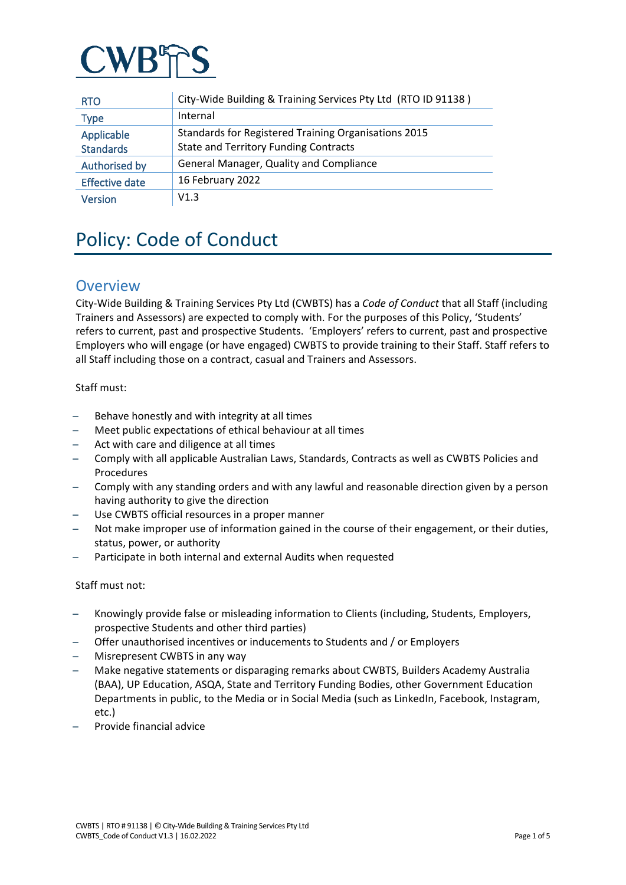CWBTS

| | |
|---|---|
| RTO | City-Wide Building & Training Services Pty Ltd (RTO ID 91138 ) |
| Type | Internal |
| Applicable Standards | Standards for Registered Training Organisations 2015<br>State and Territory Funding Contracts |
| Authorised by | General Manager, Quality and Compliance |
| Effective date | 16 February 2022 |
| Version | V1.3 |

# Policy: Code of Conduct

## Overview

City-Wide Building & Training Services Pty Ltd (CWBTS) has a *Code of Conduct* that all Staff (including Trainers and Assessors) are expected to comply with. For the purposes of this Policy, 'Students' refers to current, past and prospective Students. 'Employers' refers to current, past and prospective Employers who will engage (or have engaged) CWBTS to provide training to their Staff. Staff refers to all Staff including those on a contract, casual and Trainers and Assessors.

Staff must:

- Behave honestly and with integrity at all times
- Meet public expectations of ethical behaviour at all times
- Act with care and diligence at all times
- Comply with all applicable Australian Laws, Standards, Contracts as well as CWBTS Policies and Procedures
- Comply with any standing orders and with any lawful and reasonable direction given by a person having authority to give the direction
- Use CWBTS official resources in a proper manner
- Not make improper use of information gained in the course of their engagement, or their duties, status, power, or authority
- Participate in both internal and external Audits when requested

Staff must not:

- Knowingly provide false or misleading information to Clients (including, Students, Employers, prospective Students and other third parties)
- Offer unauthorised incentives or inducements to Students and / or Employers
- Misrepresent CWBTS in any way
- Make negative statements or disparaging remarks about CWBTS, Builders Academy Australia (BAA), UP Education, ASQA, State and Territory Funding Bodies, other Government Education Departments in public, to the Media or in Social Media (such as LinkedIn, Facebook, Instagram, etc.)
- Provide financial advice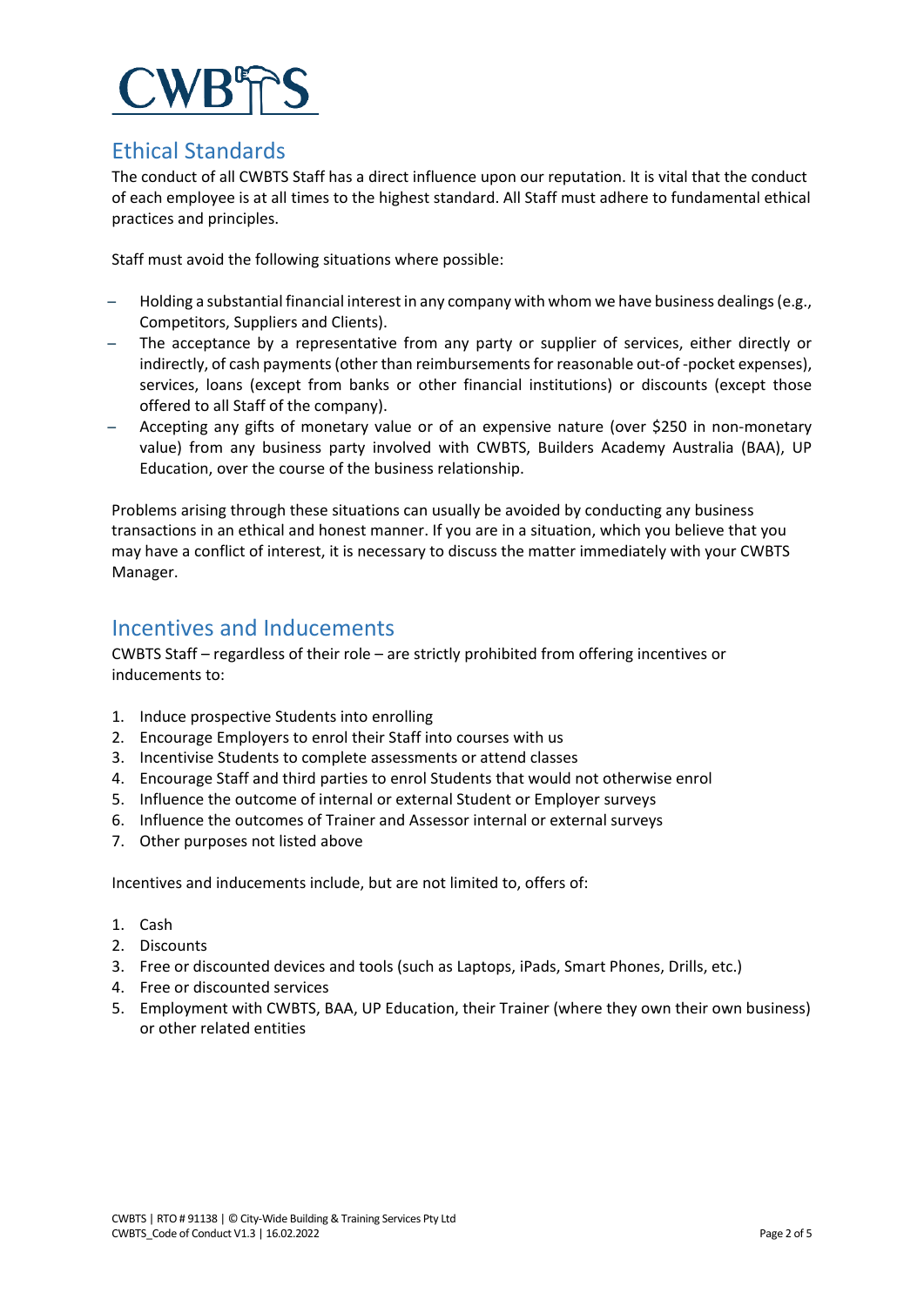## Ethical Standards

The conduct of all CWBTS Staff has a direct influence upon our reputation. It is vital that the conduct of each employee is at all times to the highest standard. All Staff must adhere to fundamental ethical practices and principles.

Staff must avoid the following situations where possible:

- Holding a substantial financial interest in any company with whom we have business dealings (e.g., Competitors, Suppliers and Clients).
- The acceptance by a representative from any party or supplier of services, either directly or indirectly, of cash payments (other than reimbursements for reasonable out-of -pocket expenses), services, loans (except from banks or other financial institutions) or discounts (except those offered to all Staff of the company).
- Accepting any gifts of monetary value or of an expensive nature (over $250 in non-monetary value) from any business party involved with CWBTS, Builders Academy Australia (BAA), UP Education, over the course of the business relationship.

Problems arising through these situations can usually be avoided by conducting any business transactions in an ethical and honest manner. If you are in a situation, which you believe that you may have a conflict of interest, it is necessary to discuss the matter immediately with your CWBTS Manager.

## Incentives and Inducements

CWBTS Staff – regardless of their role – are strictly prohibited from offering incentives or inducements to:

1. Induce prospective Students into enrolling
2. Encourage Employers to enrol their Staff into courses with us
3. Incentivise Students to complete assessments or attend classes
4. Encourage Staff and third parties to enrol Students that would not otherwise enrol
5. Influence the outcome of internal or external Student or Employer surveys
6. Influence the outcomes of Trainer and Assessor internal or external surveys
7. Other purposes not listed above

Incentives and inducements include, but are not limited to, offers of:

1. Cash
2. Discounts
3. Free or discounted devices and tools (such as Laptops, iPads, Smart Phones, Drills, etc.)
4. Free or discounted services
5. Employment with CWBTS, BAA, UP Education, their Trainer (where they own their own business) or other related entities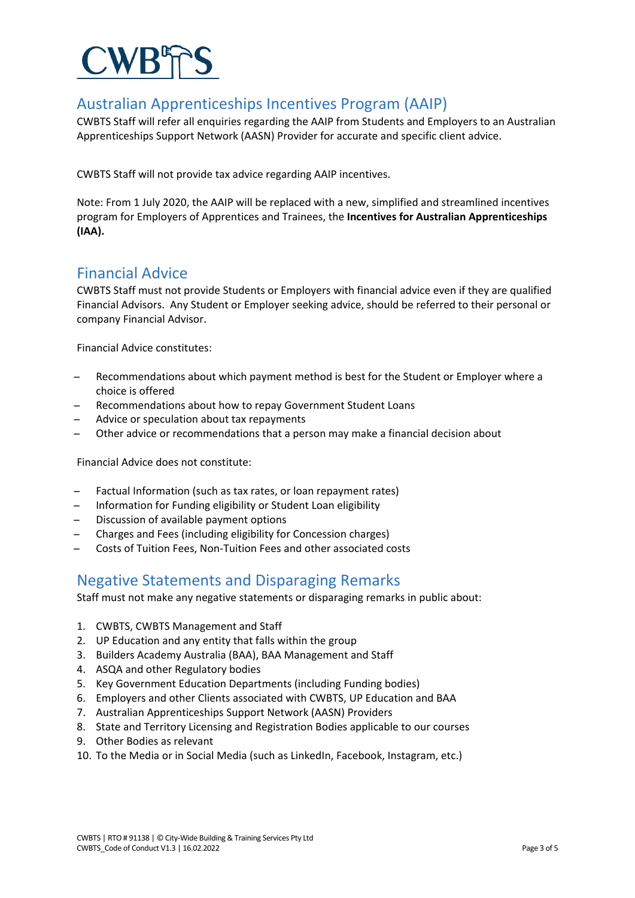## Australian Apprenticeships Incentives Program (AAIP)

CWBTS Staff will refer all enquiries regarding the AAIP from Students and Employers to an Australian Apprenticeships Support Network (AASN) Provider for accurate and specific client advice.

CWBTS Staff will not provide tax advice regarding AAIP incentives.

Note: From 1 July 2020, the AAIP will be replaced with a new, simplified and streamlined incentives program for Employers of Apprentices and Trainees, the **Incentives for Australian Apprenticeships (IAA).**

## Financial Advice

CWBTS Staff must not provide Students or Employers with financial advice even if they are qualified Financial Advisors. Any Student or Employer seeking advice, should be referred to their personal or company Financial Advisor.

Financial Advice constitutes:

- Recommendations about which payment method is best for the Student or Employer where a choice is offered
- Recommendations about how to repay Government Student Loans
- Advice or speculation about tax repayments
- Other advice or recommendations that a person may make a financial decision about

Financial Advice does not constitute:

- Factual Information (such as tax rates, or loan repayment rates)
- Information for Funding eligibility or Student Loan eligibility
- Discussion of available payment options
- Charges and Fees (including eligibility for Concession charges)
- Costs of Tuition Fees, Non-Tuition Fees and other associated costs

## Negative Statements and Disparaging Remarks

Staff must not make any negative statements or disparaging remarks in public about:

1. CWBTS, CWBTS Management and Staff
2. UP Education and any entity that falls within the group
3. Builders Academy Australia (BAA), BAA Management and Staff
4. ASQA and other Regulatory bodies
5. Key Government Education Departments (including Funding bodies)
6. Employers and other Clients associated with CWBTS, UP Education and BAA
7. Australian Apprenticeships Support Network (AASN) Providers
8. State and Territory Licensing and Registration Bodies applicable to our courses
9. Other Bodies as relevant
10. To the Media or in Social Media (such as LinkedIn, Facebook, Instagram, etc.)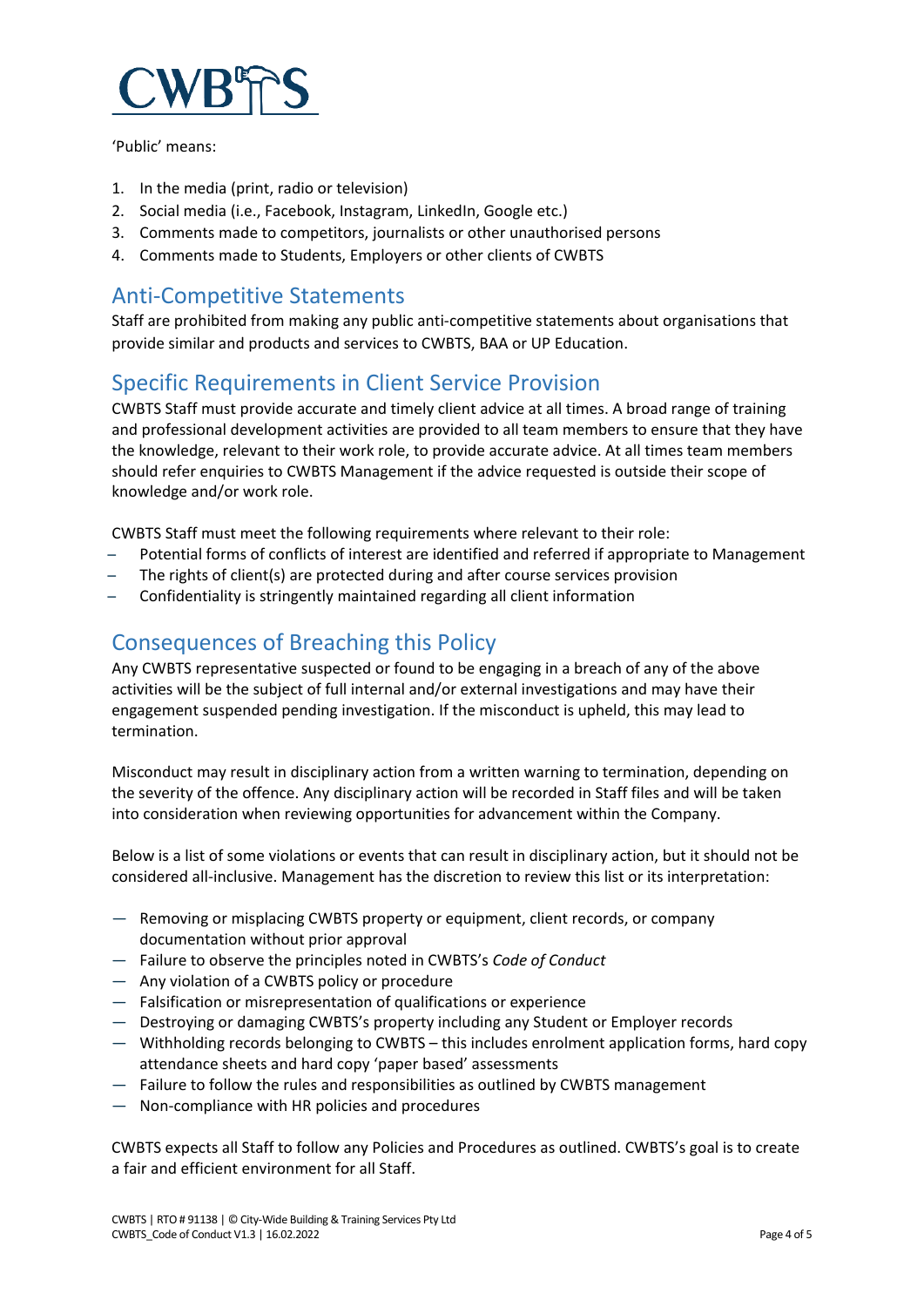'Public' means:

1. In the media (print, radio or television)
2. Social media (i.e., Facebook, Instagram, LinkedIn, Google etc.)
3. Comments made to competitors, journalists or other unauthorised persons
4. Comments made to Students, Employers or other clients of CWBTS

## Anti-Competitive Statements

Staff are prohibited from making any public anti-competitive statements about organisations that provide similar and products and services to CWBTS, BAA or UP Education.

## Specific Requirements in Client Service Provision

CWBTS Staff must provide accurate and timely client advice at all times. A broad range of training and professional development activities are provided to all team members to ensure that they have the knowledge, relevant to their work role, to provide accurate advice. At all times team members should refer enquiries to CWBTS Management if the advice requested is outside their scope of knowledge and/or work role.

CWBTS Staff must meet the following requirements where relevant to their role:

- Potential forms of conflicts of interest are identified and referred if appropriate to Management
- The rights of client(s) are protected during and after course services provision
- Confidentiality is stringently maintained regarding all client information

## Consequences of Breaching this Policy

Any CWBTS representative suspected or found to be engaging in a breach of any of the above activities will be the subject of full internal and/or external investigations and may have their engagement suspended pending investigation. If the misconduct is upheld, this may lead to termination.

Misconduct may result in disciplinary action from a written warning to termination, depending on the severity of the offence. Any disciplinary action will be recorded in Staff files and will be taken into consideration when reviewing opportunities for advancement within the Company.

Below is a list of some violations or events that can result in disciplinary action, but it should not be considered all-inclusive. Management has the discretion to review this list or its interpretation:

- Removing or misplacing CWBTS property or equipment, client records, or company documentation without prior approval
- Failure to observe the principles noted in CWBTS's *Code of Conduct*
- Any violation of a CWBTS policy or procedure
- Falsification or misrepresentation of qualifications or experience
- Destroying or damaging CWBTS's property including any Student or Employer records
- Withholding records belonging to CWBTS – this includes enrolment application forms, hard copy attendance sheets and hard copy 'paper based' assessments
- Failure to follow the rules and responsibilities as outlined by CWBTS management
- Non-compliance with HR policies and procedures

CWBTS expects all Staff to follow any Policies and Procedures as outlined. CWBTS's goal is to create a fair and efficient environment for all Staff.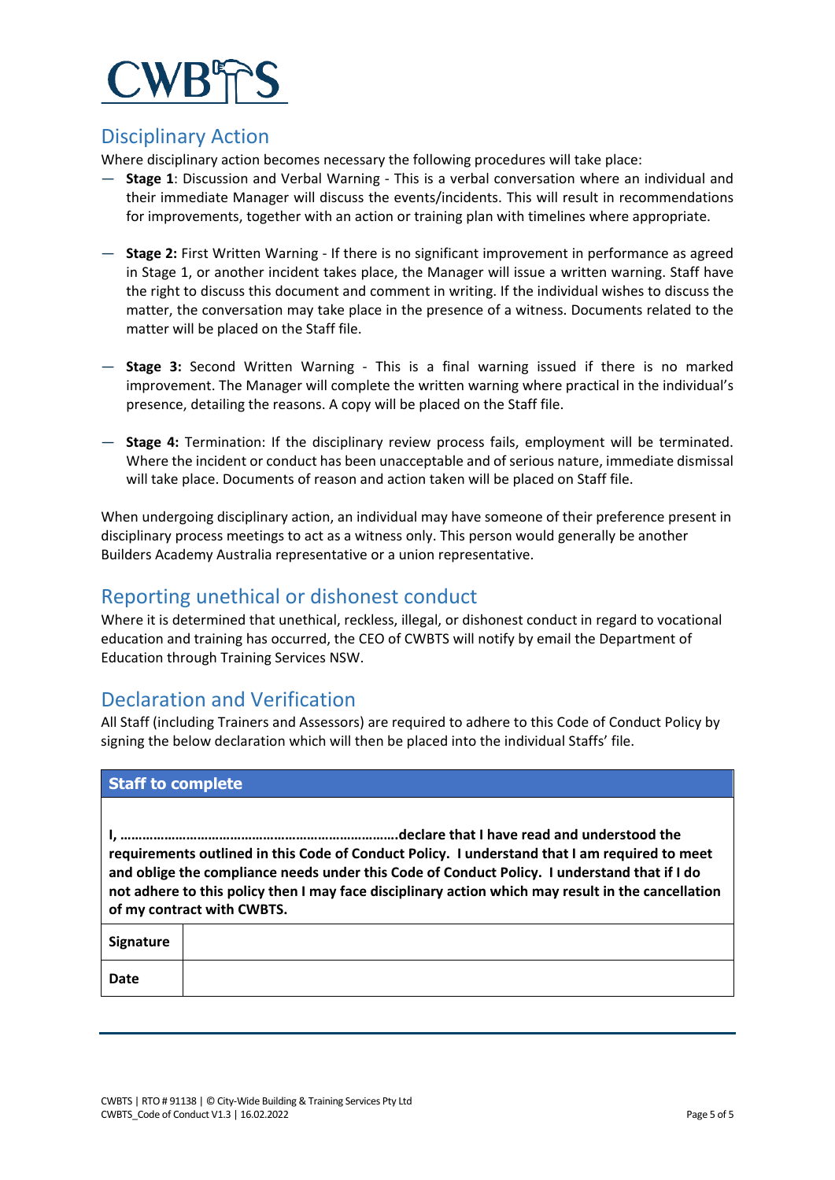## Disciplinary Action

Where disciplinary action becomes necessary the following procedures will take place:

- **Stage 1**: Discussion and Verbal Warning - This is a verbal conversation where an individual and their immediate Manager will discuss the events/incidents. This will result in recommendations for improvements, together with an action or training plan with timelines where appropriate.

- **Stage 2:** First Written Warning - If there is no significant improvement in performance as agreed in Stage 1, or another incident takes place, the Manager will issue a written warning. Staff have the right to discuss this document and comment in writing. If the individual wishes to discuss the matter, the conversation may take place in the presence of a witness. Documents related to the matter will be placed on the Staff file.

- **Stage 3:** Second Written Warning - This is a final warning issued if there is no marked improvement. The Manager will complete the written warning where practical in the individual's presence, detailing the reasons. A copy will be placed on the Staff file.

- **Stage 4:** Termination: If the disciplinary review process fails, employment will be terminated. Where the incident or conduct has been unacceptable and of serious nature, immediate dismissal will take place. Documents of reason and action taken will be placed on Staff file.

When undergoing disciplinary action, an individual may have someone of their preference present in disciplinary process meetings to act as a witness only. This person would generally be another Builders Academy Australia representative or a union representative.

## Reporting unethical or dishonest conduct

Where it is determined that unethical, reckless, illegal, or dishonest conduct in regard to vocational education and training has occurred, the CEO of CWBTS will notify by email the Department of Education through Training Services NSW.

## Declaration and Verification

All Staff (including Trainers and Assessors) are required to adhere to this Code of Conduct Policy by signing the below declaration which will then be placed into the individual Staffs' file.

| **Staff to complete** | |
|---|---|
| **I, ……………………………………………………………….declare that I have read and understood the requirements outlined in this Code of Conduct Policy. I understand that I am required to meet and oblige the compliance needs under this Code of Conduct Policy. I understand that if I do not adhere to this policy then I may face disciplinary action which may result in the cancellation of my contract with CWBTS.** | |
| **Signature** | |
| **Date** | |

CWBTS | RTO # 91138 | © City-Wide Building & Training Services Pty Ltd
CWBTS_Code of Conduct V1.3 | 16.02.2022